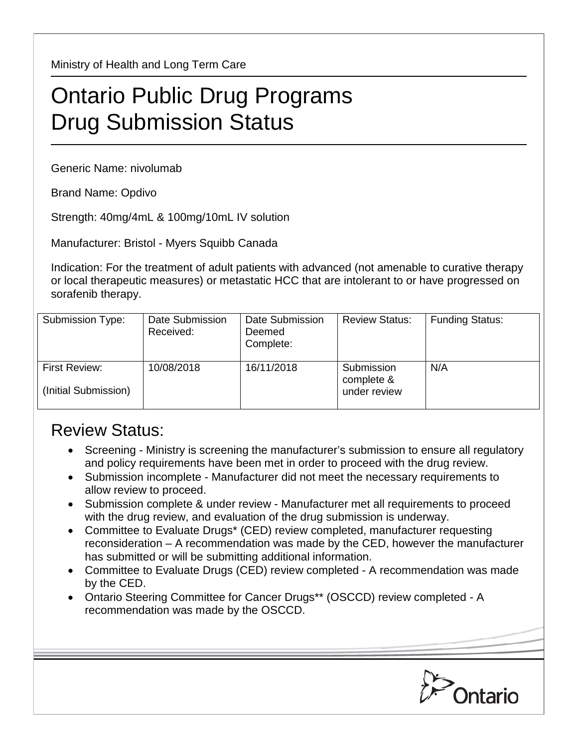Ministry of Health and Long Term Care

# Ontario Public Drug Programs
# Drug Submission Status

Generic Name: nivolumab

Brand Name: Opdivo

Strength: 40mg/4mL & 100mg/10mL IV solution

Manufacturer: Bristol - Myers Squibb Canada

Indication: For the treatment of adult patients with advanced (not amenable to curative therapy or local therapeutic measures) or metastatic HCC that are intolerant to or have progressed on sorafenib therapy.

| Submission Type: | Date Submission Received: | Date Submission Deemed Complete: | Review Status: | Funding Status: |
|---|---|---|---|---|
| First Review: (Initial Submission) | 10/08/2018 | 16/11/2018 | Submission complete & under review | N/A |

## Review Status:

- Screening - Ministry is screening the manufacturer's submission to ensure all regulatory and policy requirements have been met in order to proceed with the drug review.
- Submission incomplete - Manufacturer did not meet the necessary requirements to allow review to proceed.
- Submission complete & under review - Manufacturer met all requirements to proceed with the drug review, and evaluation of the drug submission is underway.
- Committee to Evaluate Drugs* (CED) review completed, manufacturer requesting reconsideration – A recommendation was made by the CED, however the manufacturer has submitted or will be submitting additional information.
- Committee to Evaluate Drugs (CED) review completed - A recommendation was made by the CED.
- Ontario Steering Committee for Cancer Drugs** (OSCCD) review completed - A recommendation was made by the OSCCD.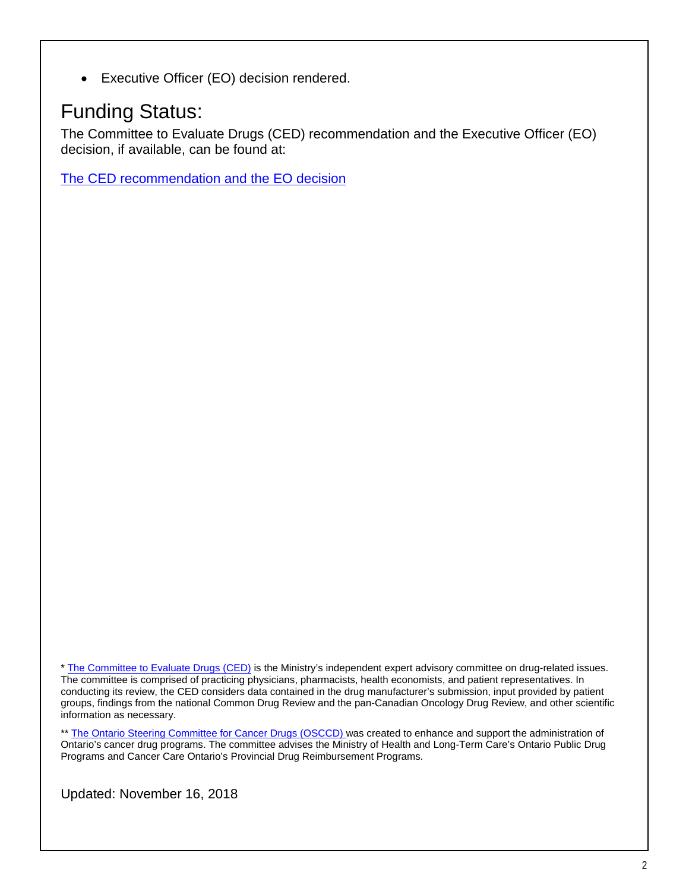- Executive Officer (EO) decision rendered.

## Funding Status:

The Committee to Evaluate Drugs (CED) recommendation and the Executive Officer (EO) decision, if available, can be found at:

The CED recommendation and the EO decision

* The Committee to Evaluate Drugs (CED) is the Ministry's independent expert advisory committee on drug-related issues. The committee is comprised of practicing physicians, pharmacists, health economists, and patient representatives. In conducting its review, the CED considers data contained in the drug manufacturer's submission, input provided by patient groups, findings from the national Common Drug Review and the pan-Canadian Oncology Drug Review, and other scientific information as necessary.

** The Ontario Steering Committee for Cancer Drugs (OSCCD) was created to enhance and support the administration of Ontario's cancer drug programs. The committee advises the Ministry of Health and Long-Term Care's Ontario Public Drug Programs and Cancer Care Ontario's Provincial Drug Reimbursement Programs.

Updated: November 16, 2018